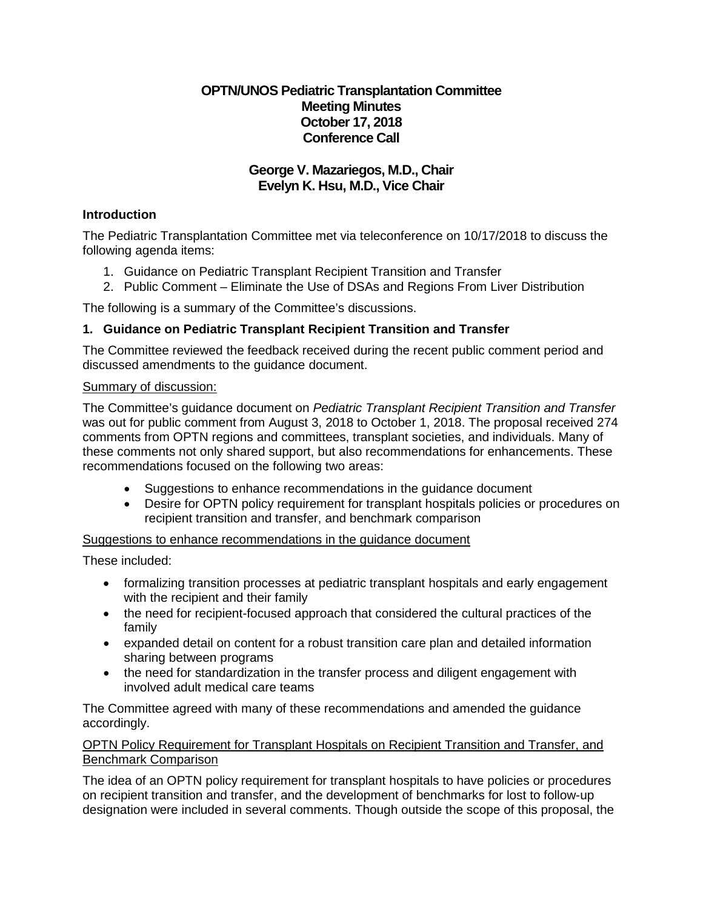**OPTN/UNOS Pediatric Transplantation Committee**
**Meeting Minutes**
**October 17, 2018**
**Conference Call**

**George V. Mazariegos, M.D., Chair**
**Evelyn K. Hsu, M.D., Vice Chair**

### Introduction

The Pediatric Transplantation Committee met via teleconference on 10/17/2018 to discuss the following agenda items:

1. Guidance on Pediatric Transplant Recipient Transition and Transfer
2. Public Comment – Eliminate the Use of DSAs and Regions From Liver Distribution

The following is a summary of the Committee's discussions.

### 1. Guidance on Pediatric Transplant Recipient Transition and Transfer

The Committee reviewed the feedback received during the recent public comment period and discussed amendments to the guidance document.

Summary of discussion:

The Committee's guidance document on *Pediatric Transplant Recipient Transition and Transfer* was out for public comment from August 3, 2018 to October 1, 2018. The proposal received 274 comments from OPTN regions and committees, transplant societies, and individuals. Many of these comments not only shared support, but also recommendations for enhancements. These recommendations focused on the following two areas:

- Suggestions to enhance recommendations in the guidance document
- Desire for OPTN policy requirement for transplant hospitals policies or procedures on recipient transition and transfer, and benchmark comparison

Suggestions to enhance recommendations in the guidance document

These included:

- formalizing transition processes at pediatric transplant hospitals and early engagement with the recipient and their family
- the need for recipient-focused approach that considered the cultural practices of the family
- expanded detail on content for a robust transition care plan and detailed information sharing between programs
- the need for standardization in the transfer process and diligent engagement with involved adult medical care teams

The Committee agreed with many of these recommendations and amended the guidance accordingly.

OPTN Policy Requirement for Transplant Hospitals on Recipient Transition and Transfer, and Benchmark Comparison

The idea of an OPTN policy requirement for transplant hospitals to have policies or procedures on recipient transition and transfer, and the development of benchmarks for lost to follow-up designation were included in several comments. Though outside the scope of this proposal, the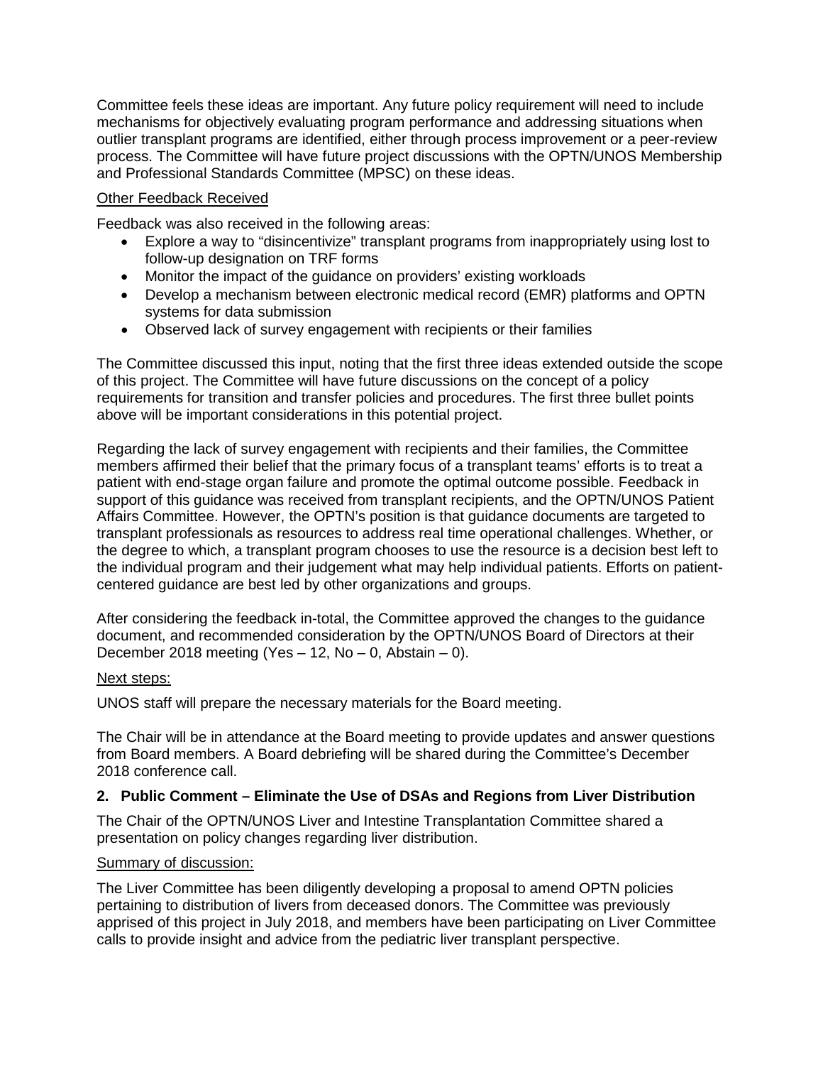Committee feels these ideas are important. Any future policy requirement will need to include mechanisms for objectively evaluating program performance and addressing situations when outlier transplant programs are identified, either through process improvement or a peer-review process. The Committee will have future project discussions with the OPTN/UNOS Membership and Professional Standards Committee (MPSC) on these ideas.

Other Feedback Received

Feedback was also received in the following areas:

- Explore a way to "disincentivize" transplant programs from inappropriately using lost to follow-up designation on TRF forms
- Monitor the impact of the guidance on providers' existing workloads
- Develop a mechanism between electronic medical record (EMR) platforms and OPTN systems for data submission
- Observed lack of survey engagement with recipients or their families

The Committee discussed this input, noting that the first three ideas extended outside the scope of this project. The Committee will have future discussions on the concept of a policy requirements for transition and transfer policies and procedures. The first three bullet points above will be important considerations in this potential project.

Regarding the lack of survey engagement with recipients and their families, the Committee members affirmed their belief that the primary focus of a transplant teams' efforts is to treat a patient with end-stage organ failure and promote the optimal outcome possible. Feedback in support of this guidance was received from transplant recipients, and the OPTN/UNOS Patient Affairs Committee. However, the OPTN's position is that guidance documents are targeted to transplant professionals as resources to address real time operational challenges. Whether, or the degree to which, a transplant program chooses to use the resource is a decision best left to the individual program and their judgement what may help individual patients. Efforts on patient-centered guidance are best led by other organizations and groups.

After considering the feedback in-total, the Committee approved the changes to the guidance document, and recommended consideration by the OPTN/UNOS Board of Directors at their December 2018 meeting (Yes – 12, No – 0, Abstain – 0).

Next steps:

UNOS staff will prepare the necessary materials for the Board meeting.

The Chair will be in attendance at the Board meeting to provide updates and answer questions from Board members. A Board debriefing will be shared during the Committee's December 2018 conference call.

**2. Public Comment – Eliminate the Use of DSAs and Regions from Liver Distribution**

The Chair of the OPTN/UNOS Liver and Intestine Transplantation Committee shared a presentation on policy changes regarding liver distribution.

Summary of discussion:

The Liver Committee has been diligently developing a proposal to amend OPTN policies pertaining to distribution of livers from deceased donors. The Committee was previously apprised of this project in July 2018, and members have been participating on Liver Committee calls to provide insight and advice from the pediatric liver transplant perspective.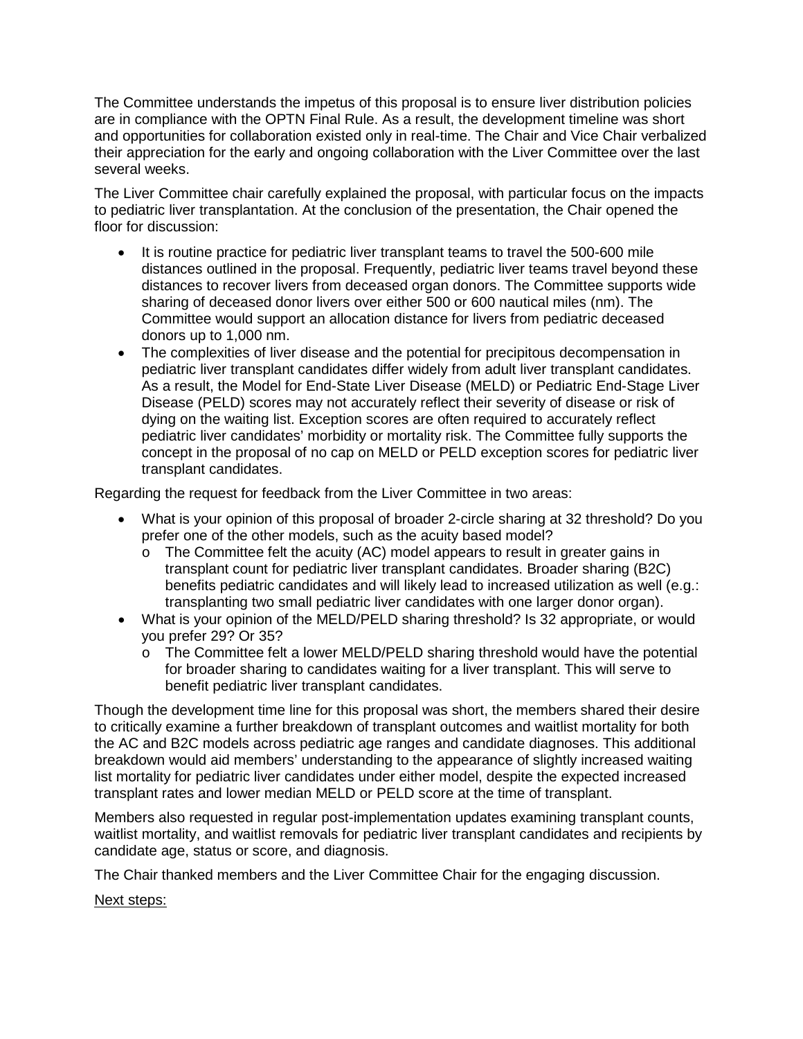The Committee understands the impetus of this proposal is to ensure liver distribution policies are in compliance with the OPTN Final Rule. As a result, the development timeline was short and opportunities for collaboration existed only in real-time. The Chair and Vice Chair verbalized their appreciation for the early and ongoing collaboration with the Liver Committee over the last several weeks.

The Liver Committee chair carefully explained the proposal, with particular focus on the impacts to pediatric liver transplantation. At the conclusion of the presentation, the Chair opened the floor for discussion:

- It is routine practice for pediatric liver transplant teams to travel the 500-600 mile distances outlined in the proposal. Frequently, pediatric liver teams travel beyond these distances to recover livers from deceased organ donors. The Committee supports wide sharing of deceased donor livers over either 500 or 600 nautical miles (nm). The Committee would support an allocation distance for livers from pediatric deceased donors up to 1,000 nm.
- The complexities of liver disease and the potential for precipitous decompensation in pediatric liver transplant candidates differ widely from adult liver transplant candidates. As a result, the Model for End-State Liver Disease (MELD) or Pediatric End-Stage Liver Disease (PELD) scores may not accurately reflect their severity of disease or risk of dying on the waiting list. Exception scores are often required to accurately reflect pediatric liver candidates' morbidity or mortality risk. The Committee fully supports the concept in the proposal of no cap on MELD or PELD exception scores for pediatric liver transplant candidates.

Regarding the request for feedback from the Liver Committee in two areas:

- What is your opinion of this proposal of broader 2-circle sharing at 32 threshold? Do you prefer one of the other models, such as the acuity based model?
  - The Committee felt the acuity (AC) model appears to result in greater gains in transplant count for pediatric liver transplant candidates. Broader sharing (B2C) benefits pediatric candidates and will likely lead to increased utilization as well (e.g.: transplanting two small pediatric liver candidates with one larger donor organ).
- What is your opinion of the MELD/PELD sharing threshold? Is 32 appropriate, or would you prefer 29? Or 35?
  - The Committee felt a lower MELD/PELD sharing threshold would have the potential for broader sharing to candidates waiting for a liver transplant. This will serve to benefit pediatric liver transplant candidates.

Though the development time line for this proposal was short, the members shared their desire to critically examine a further breakdown of transplant outcomes and waitlist mortality for both the AC and B2C models across pediatric age ranges and candidate diagnoses. This additional breakdown would aid members' understanding to the appearance of slightly increased waiting list mortality for pediatric liver candidates under either model, despite the expected increased transplant rates and lower median MELD or PELD score at the time of transplant.

Members also requested in regular post-implementation updates examining transplant counts, waitlist mortality, and waitlist removals for pediatric liver transplant candidates and recipients by candidate age, status or score, and diagnosis.

The Chair thanked members and the Liver Committee Chair for the engaging discussion.

Next steps: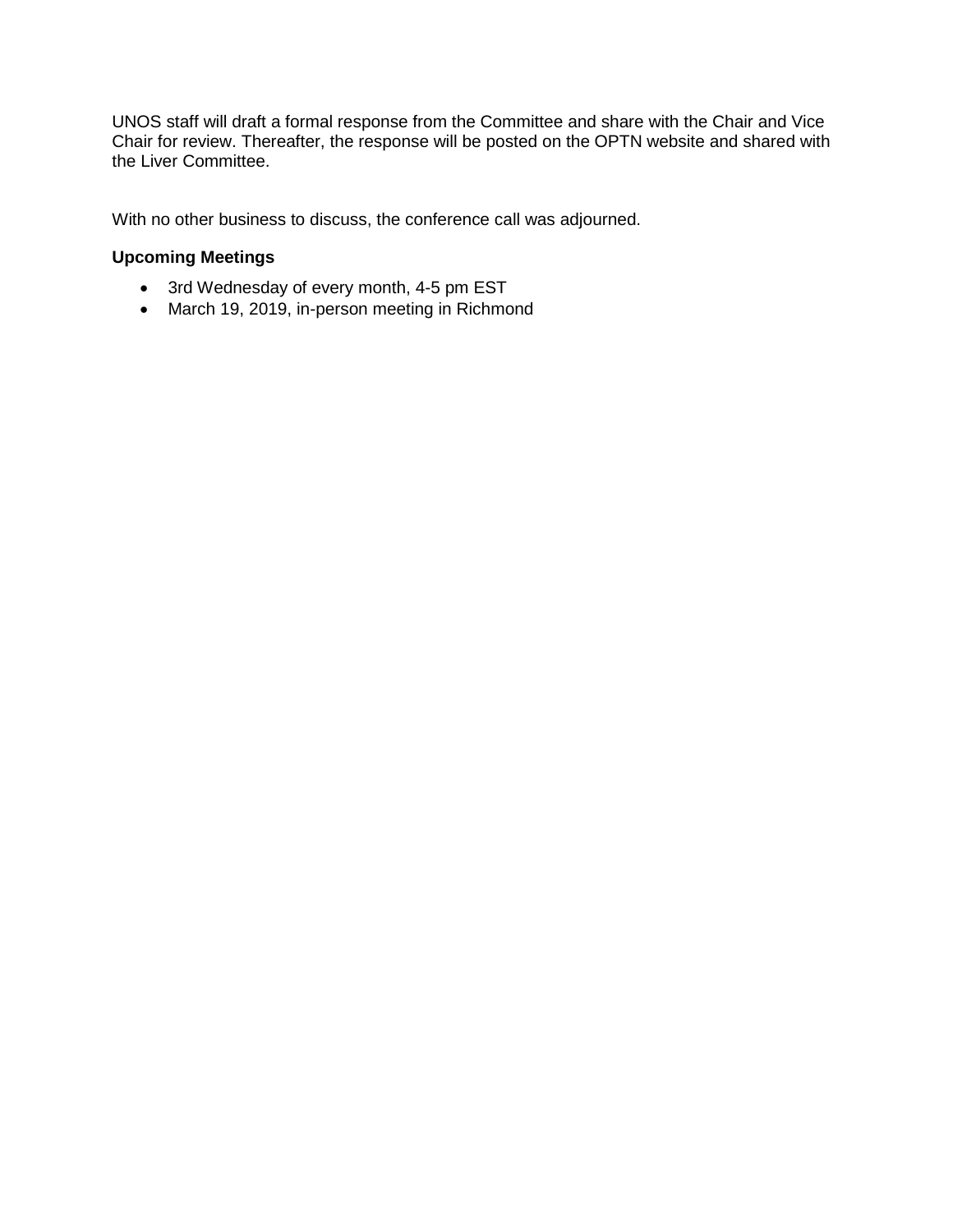UNOS staff will draft a formal response from the Committee and share with the Chair and Vice Chair for review. Thereafter, the response will be posted on the OPTN website and shared with the Liver Committee.

With no other business to discuss, the conference call was adjourned.

**Upcoming Meetings**

- 3rd Wednesday of every month, 4-5 pm EST
- March 19, 2019, in-person meeting in Richmond